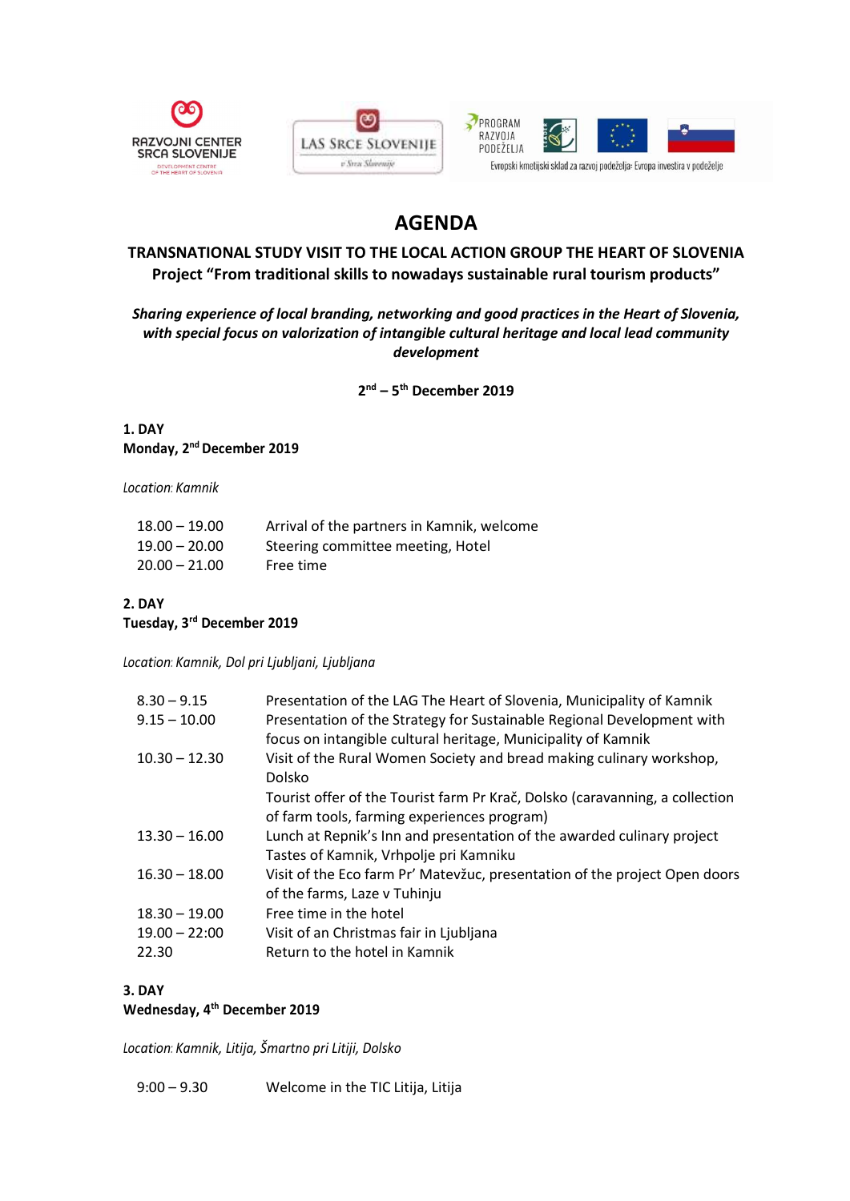# AGENDA

## TRANSNATIONAL STUDY VISIT TO THE LOCAL ACTION GROUP THE HEART OF SLOVENIA
## Project "From traditional skills to nowadays sustainable rural tourism products"

***Sharing experience of local branding, networking and good practices in the Heart of Slovenia, with special focus on valorization of intangible cultural heritage and local lead community development***

**2nd – 5th December 2019**

**1. DAY**
**Monday, 2nd December 2019**

*Location: Kamnik*

| | |
|---|---|
| 18.00 – 19.00 | Arrival of the partners in Kamnik, welcome |
| 19.00 – 20.00 | Steering committee meeting, Hotel |
| 20.00 – 21.00 | Free time |

**2. DAY**
**Tuesday, 3rd December 2019**

*Location: Kamnik, Dol pri Ljubljani, Ljubljana*

| | |
|---|---|
| 8.30 – 9.15 | Presentation of the LAG The Heart of Slovenia, Municipality of Kamnik |
| 9.15 – 10.00 | Presentation of the Strategy for Sustainable Regional Development with focus on intangible cultural heritage, Municipality of Kamnik |
| 10.30 – 12.30 | Visit of the Rural Women Society and bread making culinary workshop, Dolsko<br>Tourist offer of the Tourist farm Pr Krač, Dolsko (caravanning, a collection of farm tools, farming experiences program) |
| 13.30 – 16.00 | Lunch at Repnik's Inn and presentation of the awarded culinary project Tastes of Kamnik, Vrhpolje pri Kamniku |
| 16.30 – 18.00 | Visit of the Eco farm Pr' Matevžuc, presentation of the project Open doors of the farms, Laze v Tuhinju |
| 18.30 – 19.00 | Free time in the hotel |
| 19.00 – 22:00 | Visit of an Christmas fair in Ljubljana |
| 22.30 | Return to the hotel in Kamnik |

**3. DAY**
**Wednesday, 4th December 2019**

*Location: Kamnik, Litija, Šmartno pri Litiji, Dolsko*

| | |
|---|---|
| 9:00 – 9.30 | Welcome in the TIC Litija, Litija |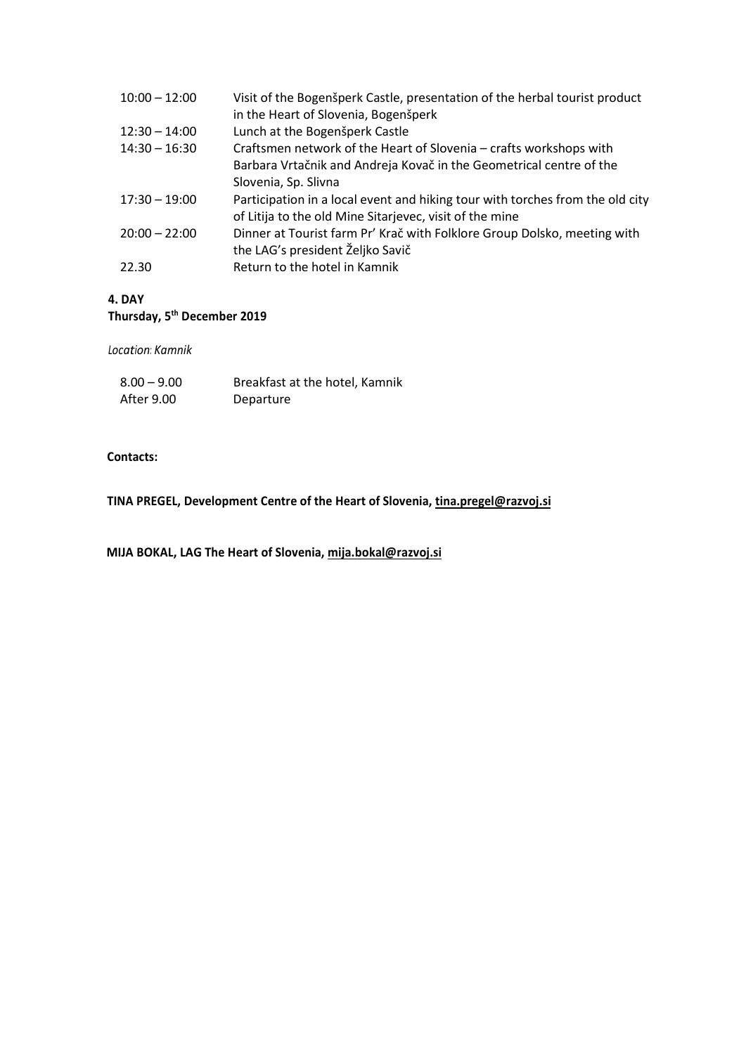| | |
|---|---|
| 10:00 – 12:00 | Visit of the Bogenšperk Castle, presentation of the herbal tourist product in the Heart of Slovenia, Bogenšperk |
| 12:30 – 14:00 | Lunch at the Bogenšperk Castle |
| 14:30 – 16:30 | Craftsmen network of the Heart of Slovenia – crafts workshops with Barbara Vrtačnik and Andreja Kovač in the Geometrical centre of the Slovenia, Sp. Slivna |
| 17:30 – 19:00 | Participation in a local event and hiking tour with torches from the old city of Litija to the old Mine Sitarjevec, visit of the mine |
| 20:00 – 22:00 | Dinner at Tourist farm Pr' Krač with Folklore Group Dolsko, meeting with the LAG's president Željko Savič |
| 22.30 | Return to the hotel in Kamnik |

**4. DAY**
**Thursday, 5th December 2019**

*Location: Kamnik*

| | |
|---|---|
| 8.00 – 9.00 | Breakfast at the hotel, Kamnik |
| After 9.00 | Departure |

**Contacts:**

**TINA PREGEL, Development Centre of the Heart of Slovenia, tina.pregel@razvoj.si**

**MIJA BOKAL, LAG The Heart of Slovenia, mija.bokal@razvoj.si**